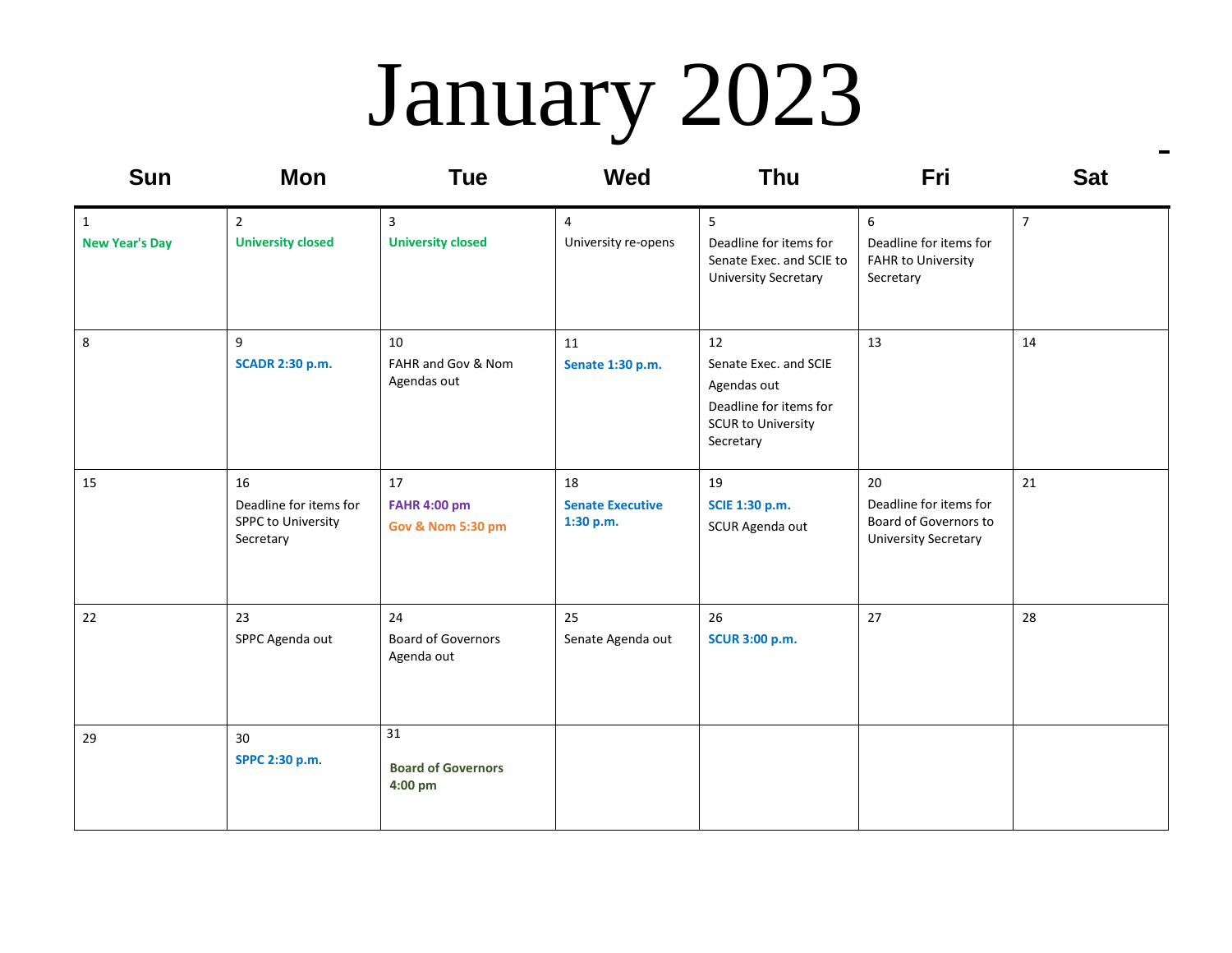# January 2023

| Sun | Mon | Tue | Wed | Thu | Fri | Sat |
|---|---|---|---|---|---|---|
| 1<br>**New Year's Day** | 2<br>**University closed** | 3<br>**University closed** | 4<br>University re-opens | 5<br>Deadline for items for Senate Exec. and SCIE to University Secretary | 6<br>Deadline for items for FAHR to University Secretary | 7 |
| 8 | 9<br>**SCADR 2:30 p.m.** | 10<br>FAHR and Gov & Nom Agendas out | 11<br>**Senate 1:30 p.m.** | 12<br>Senate Exec. and SCIE Agendas out<br>Deadline for items for SCUR to University Secretary | 13 | 14 |
| 15 | 16<br>Deadline for items for SPPC to University Secretary | 17<br>**FAHR 4:00 pm**<br>**Gov & Nom 5:30 pm** | 18<br>**Senate Executive 1:30 p.m.** | 19<br>**SCIE 1:30 p.m.**<br>SCUR Agenda out | 20<br>Deadline for items for Board of Governors to University Secretary | 21 |
| 22 | 23<br>SPPC Agenda out | 24<br>Board of Governors Agenda out | 25<br>Senate Agenda out | 26<br>**SCUR 3:00 p.m.** | 27 | 28 |
| 29 | 30<br>**SPPC 2:30 p.m.** | 31<br>**Board of Governors 4:00 pm** | | | | |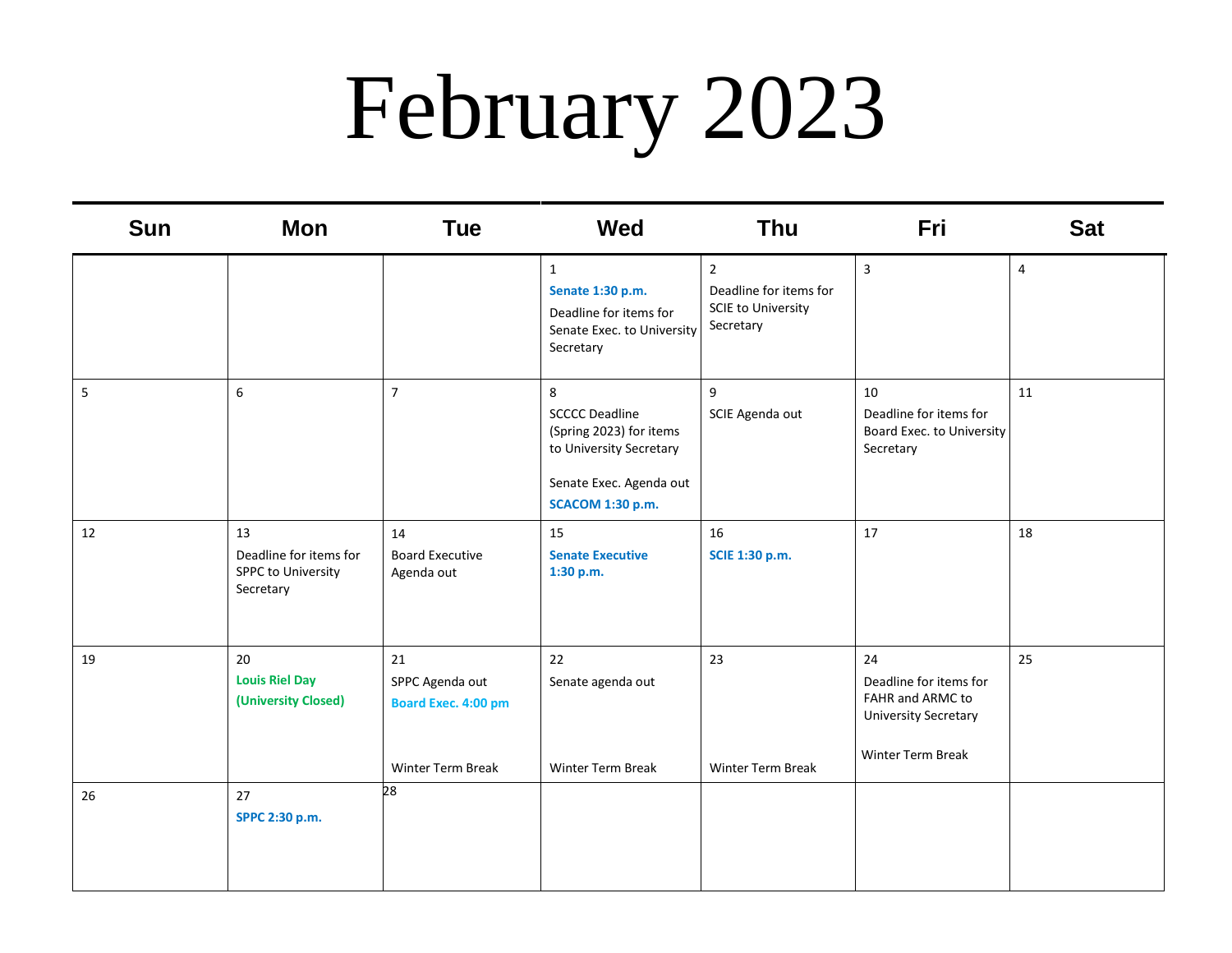# February 2023

| Sun | Mon | Tue | Wed | Thu | Fri | Sat |
|---|---|---|---|---|---|---|
| | | | 1<br>**Senate 1:30 p.m.**<br>Deadline for items for Senate Exec. to University Secretary | 2<br>Deadline for items for SCIE to University Secretary | 3 | 4 |
| 5 | 6 | 7 | 8<br>SCCCC Deadline (Spring 2023) for items to University Secretary<br><br>Senate Exec. Agenda out<br>**SCACOM 1:30 p.m.** | 9<br>SCIE Agenda out | 10<br>Deadline for items for Board Exec. to University Secretary | 11 |
| 12 | 13<br>Deadline for items for SPPC to University Secretary | 14<br>Board Executive Agenda out | 15<br>**Senate Executive 1:30 p.m.** | 16<br>**SCIE 1:30 p.m.** | 17 | 18 |
| 19 | 20<br>**Louis Riel Day (University Closed)** | 21<br>SPPC Agenda out<br>**Board Exec. 4:00 pm**<br><br>Winter Term Break | 22<br>Senate agenda out<br><br>Winter Term Break | 23<br><br>Winter Term Break | 24<br>Deadline for items for FAHR and ARMC to University Secretary<br><br>Winter Term Break | 25 |
| 26 | 27<br>**SPPC 2:30 p.m.** | 28 | | | | |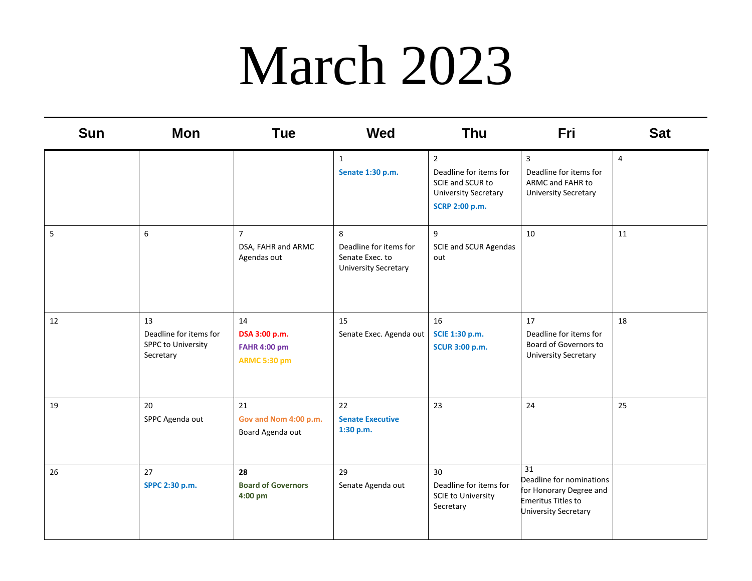# March 2023

| Sun | Mon | Tue | Wed | Thu | Fri | Sat |
|---|---|---|---|---|---|---|
| | | | 1<br>**Senate 1:30 p.m.** | 2<br>Deadline for items for SCIE and SCUR to University Secretary<br>**SCRP 2:00 p.m.** | 3<br>Deadline for items for ARMC and FAHR to University Secretary | 4 |
| 5 | 6 | 7<br>DSA, FAHR and ARMC Agendas out | 8<br>Deadline for items for Senate Exec. to University Secretary | 9<br>SCIE and SCUR Agendas out | 10 | 11 |
| 12 | 13<br>Deadline for items for SPPC to University Secretary | 14<br>**DSA 3:00 p.m.**<br>**FAHR 4:00 pm**<br>**ARMC 5:30 pm** | 15<br>Senate Exec. Agenda out | 16<br>**SCIE 1:30 p.m.**<br>**SCUR 3:00 p.m.** | 17<br>Deadline for items for Board of Governors to University Secretary | 18 |
| 19 | 20<br>SPPC Agenda out | 21<br>**Gov and Nom 4:00 p.m.**<br>Board Agenda out | 22<br>**Senate Executive 1:30 p.m.** | 23 | 24 | 25 |
| 26 | 27<br>**SPPC 2:30 p.m.** | **28**<br>**Board of Governors 4:00 pm** | 29<br>Senate Agenda out | 30<br>Deadline for items for SCIE to University Secretary | 31<br>Deadline for nominations for Honorary Degree and Emeritus Titles to University Secretary | |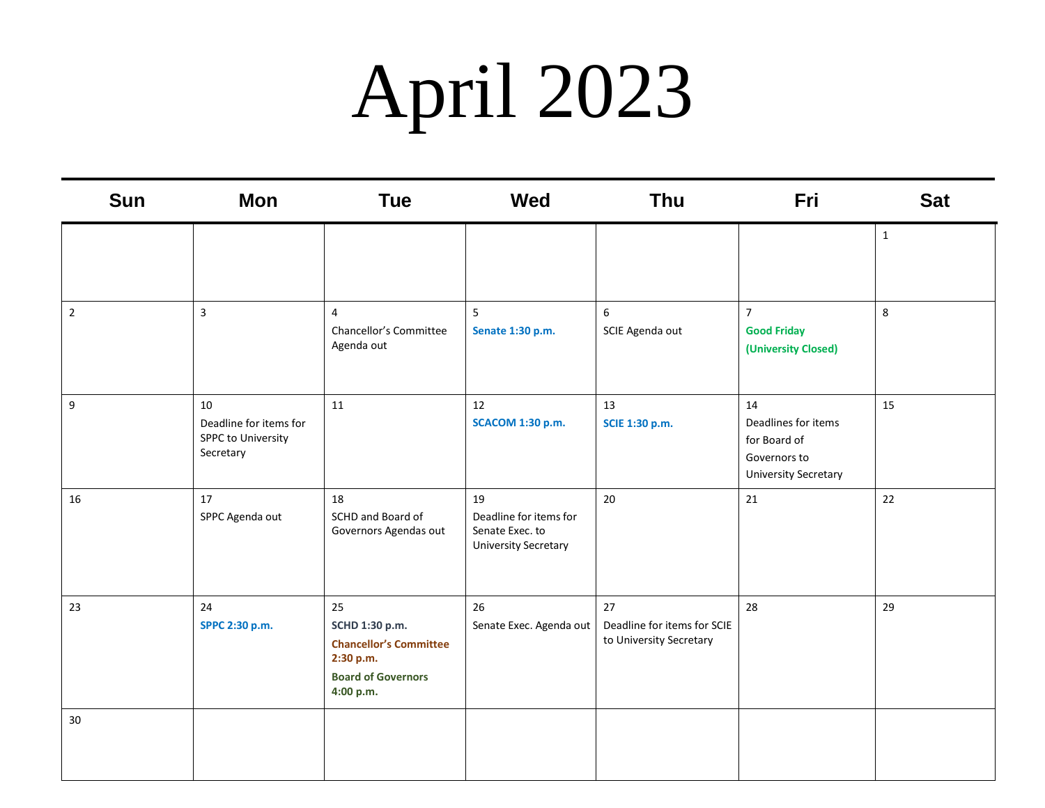# April 2023

| Sun | Mon | Tue | Wed | Thu | Fri | Sat |
| --- | --- | --- | --- | --- | --- | --- |
| | | | | | | 1 |
| 2 | 3 | 4 Chancellor's Committee Agenda out | 5 **Senate 1:30 p.m.** | 6 SCIE Agenda out | 7 **Good Friday (University Closed)** | 8 |
| 9 | 10 Deadline for items for SPPC to University Secretary | 11 | 12 **SCACOM 1:30 p.m.** | 13 **SCIE 1:30 p.m.** | 14 Deadlines for items for Board of Governors to University Secretary | 15 |
| 16 | 17 SPPC Agenda out | 18 SCHD and Board of Governors Agendas out | 19 Deadline for items for Senate Exec. to University Secretary | 20 | 21 | 22 |
| 23 | 24 **SPPC 2:30 p.m.** | 25 **SCHD 1:30 p.m.** **Chancellor's Committee 2:30 p.m.** **Board of Governors 4:00 p.m.** | 26 Senate Exec. Agenda out | 27 Deadline for items for SCIE to University Secretary | 28 | 29 |
| 30 | | | | | | |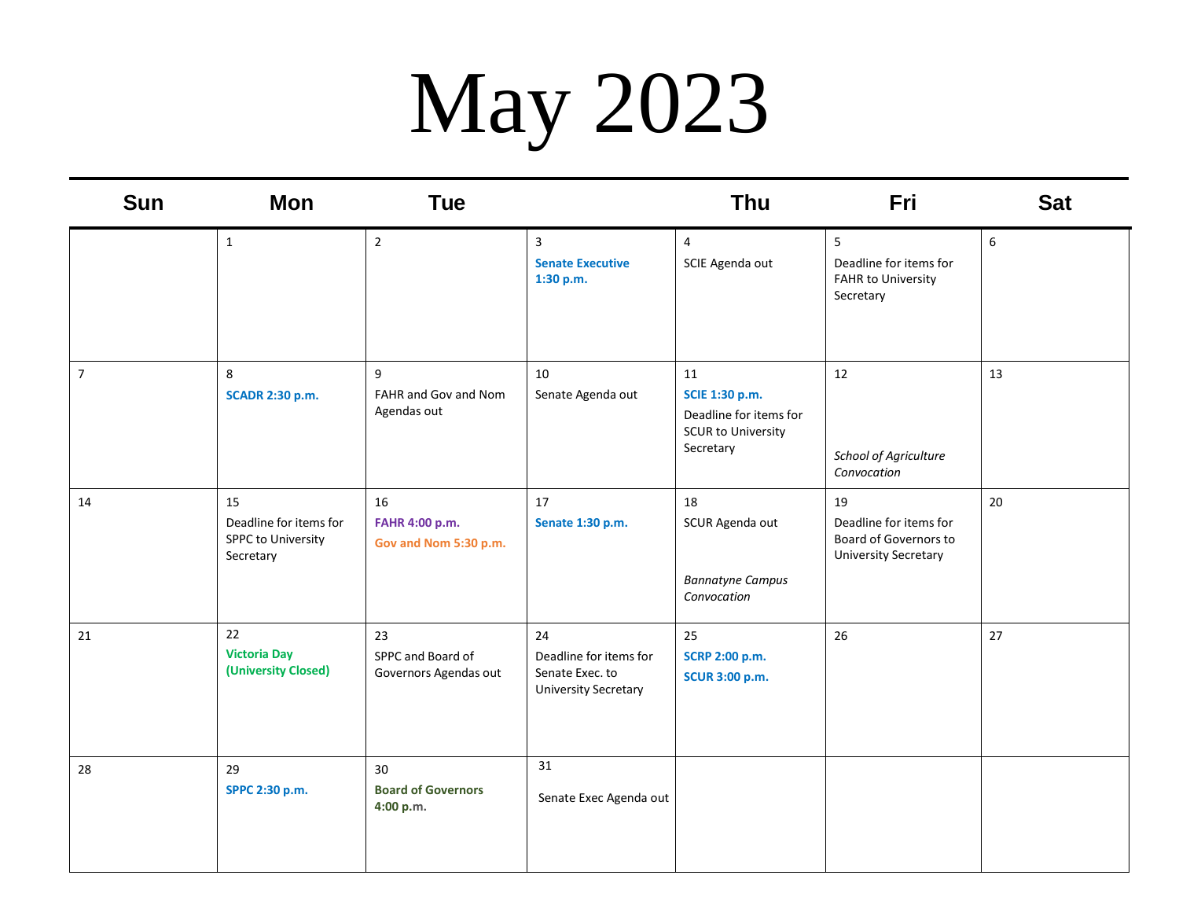# May 2023

| Sun | Mon | Tue | | Thu | Fri | Sat |
|---|---|---|---|---|---|---|
| | 1 | 2 | 3<br>**Senate Executive 1:30 p.m.** | 4<br>SCIE Agenda out | 5<br>Deadline for items for FAHR to University Secretary | 6 |
| 7 | 8<br>**SCADR 2:30 p.m.** | 9<br>FAHR and Gov and Nom Agendas out | 10<br>Senate Agenda out | 11<br>**SCIE 1:30 p.m.**<br>Deadline for items for SCUR to University Secretary | 12<br>*School of Agriculture Convocation* | 13 |
| 14 | 15<br>Deadline for items for SPPC to University Secretary | 16<br>**FAHR 4:00 p.m.**<br>**Gov and Nom 5:30 p.m.** | 17<br>**Senate 1:30 p.m.** | 18<br>SCUR Agenda out<br>*Bannatyne Campus Convocation* | 19<br>Deadline for items for Board of Governors to University Secretary | 20 |
| 21 | 22<br>**Victoria Day (University Closed)** | 23<br>SPPC and Board of Governors Agendas out | 24<br>Deadline for items for Senate Exec. to University Secretary | 25<br>**SCRP 2:00 p.m.**<br>**SCUR 3:00 p.m.** | 26 | 27 |
| 28 | 29<br>**SPPC 2:30 p.m.** | 30<br>**Board of Governors 4:00 p.m.** | 31<br>Senate Exec Agenda out | | | |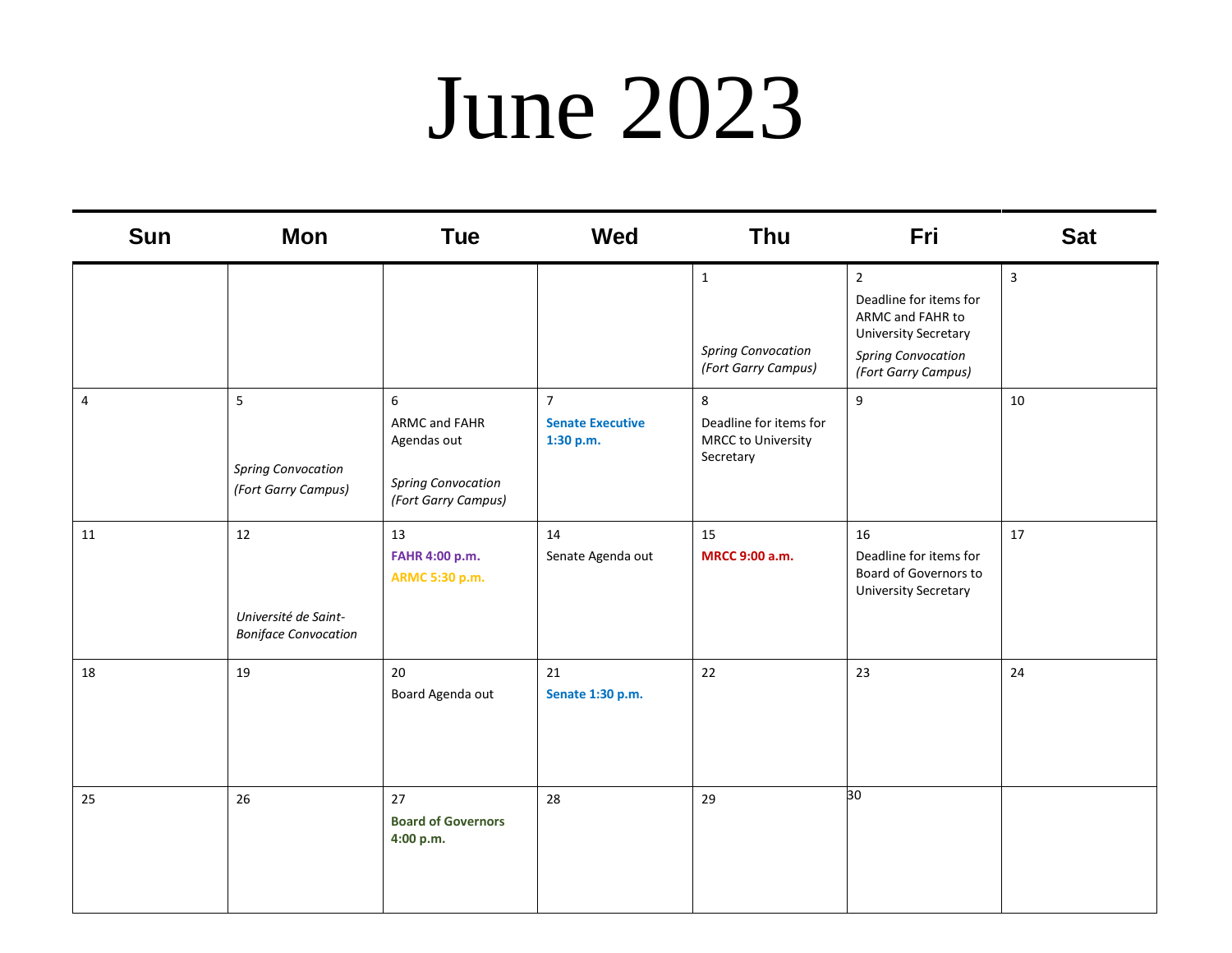# June 2023

| Sun | Mon | Tue | Wed | Thu | Fri | Sat |
|---|---|---|---|---|---|---|
| | | | | 1<br>*Spring Convocation (Fort Garry Campus)* | 2<br>Deadline for items for ARMC and FAHR to University Secretary<br>*Spring Convocation (Fort Garry Campus)* | 3 |
| 4 | 5<br>*Spring Convocation (Fort Garry Campus)* | 6<br>ARMC and FAHR Agendas out<br>*Spring Convocation (Fort Garry Campus)* | 7<br>**Senate Executive 1:30 p.m.** | 8<br>Deadline for items for MRCC to University Secretary | 9 | 10 |
| 11 | 12<br>*Université de Saint-Boniface Convocation* | 13<br>**FAHR 4:00 p.m.**<br>**ARMC 5:30 p.m.** | 14<br>Senate Agenda out | 15<br>**MRCC 9:00 a.m.** | 16<br>Deadline for items for Board of Governors to University Secretary | 17 |
| 18 | 19 | 20<br>Board Agenda out | 21<br>**Senate 1:30 p.m.** | 22 | 23 | 24 |
| 25 | 26 | 27<br>**Board of Governors 4:00 p.m.** | 28 | 29 | 30 | |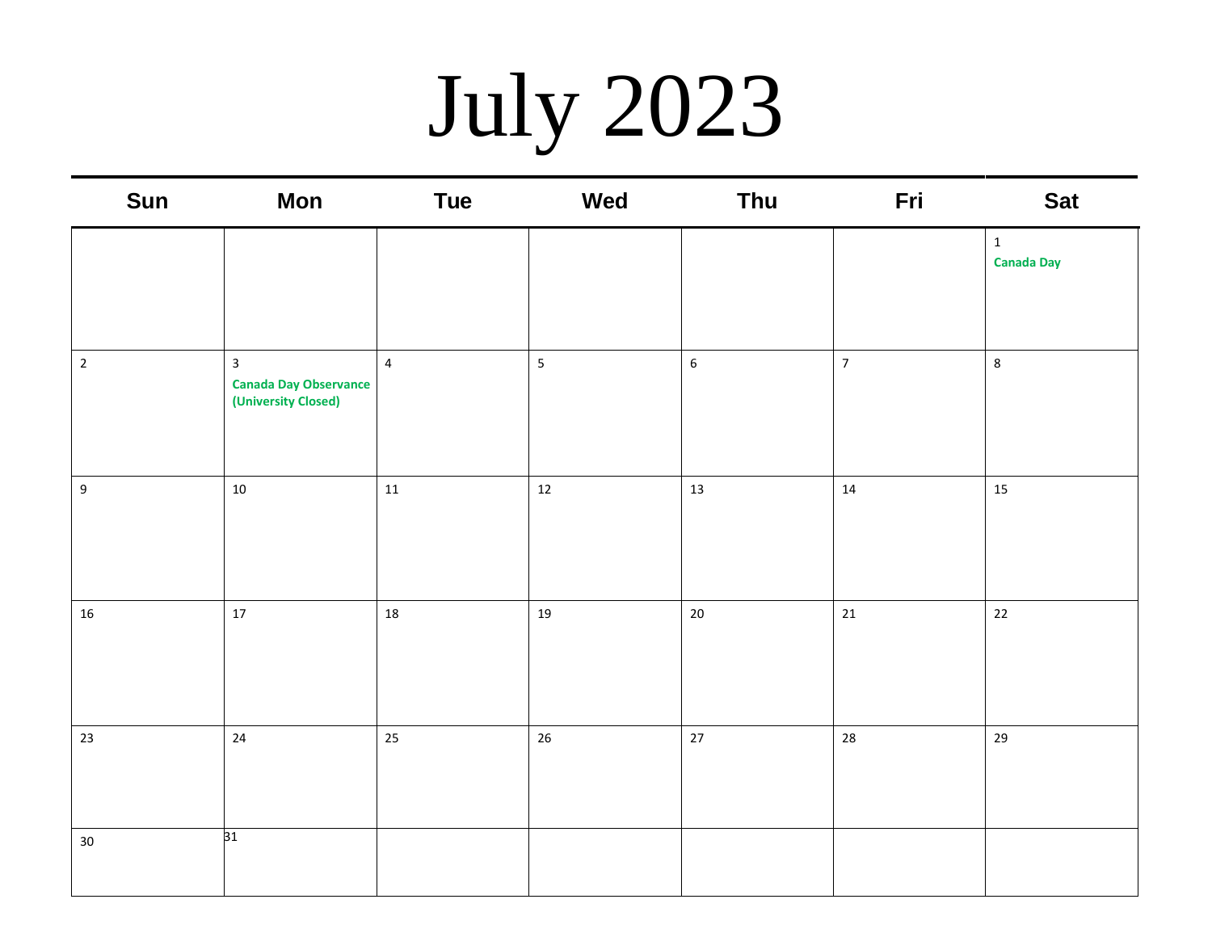# July 2023

| Sun | Mon | Tue | Wed | Thu | Fri | Sat |
|---|---|---|---|---|---|---|
| | | | | | | 1 **Canada Day** |
| 2 | 3 **Canada Day Observance (University Closed)** | 4 | 5 | 6 | 7 | 8 |
| 9 | 10 | 11 | 12 | 13 | 14 | 15 |
| 16 | 17 | 18 | 19 | 20 | 21 | 22 |
| 23 | 24 | 25 | 26 | 27 | 28 | 29 |
| 30 | 31 | | | | | |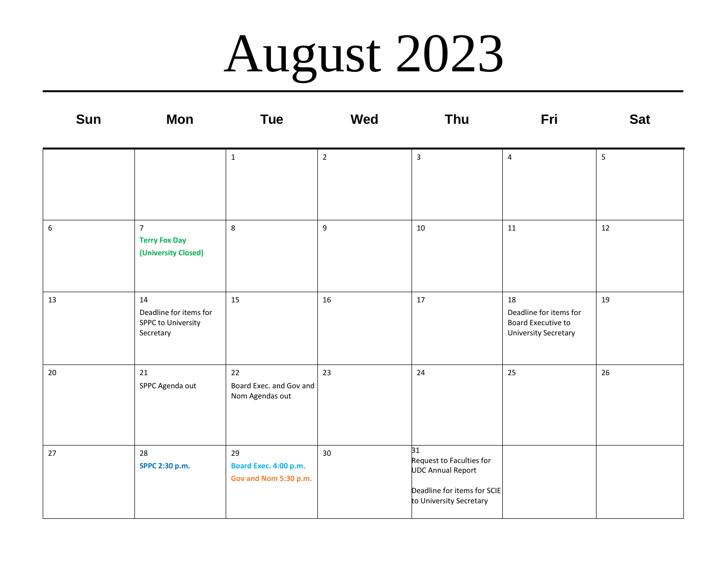# August 2023

| Sun | Mon | Tue | Wed | Thu | Fri | Sat |
|---|---|---|---|---|---|---|
| | | 1 | 2 | 3 | 4 | 5 |
| 6 | 7 **Terry Fox Day (University Closed)** | 8 | 9 | 10 | 11 | 12 |
| 13 | 14 Deadline for items for SPPC to University Secretary | 15 | 16 | 17 | 18 Deadline for items for Board Executive to University Secretary | 19 |
| 20 | 21 SPPC Agenda out | 22 Board Exec. and Gov and Nom Agendas out | 23 | 24 | 25 | 26 |
| 27 | 28 **SPPC 2:30 p.m.** | 29 **Board Exec. 4:00 p.m.** **Gov and Nom 5:30 p.m.** | 30 | 31 Request to Faculties for UDC Annual Report<br><br>Deadline for items for SCIE to University Secretary | | |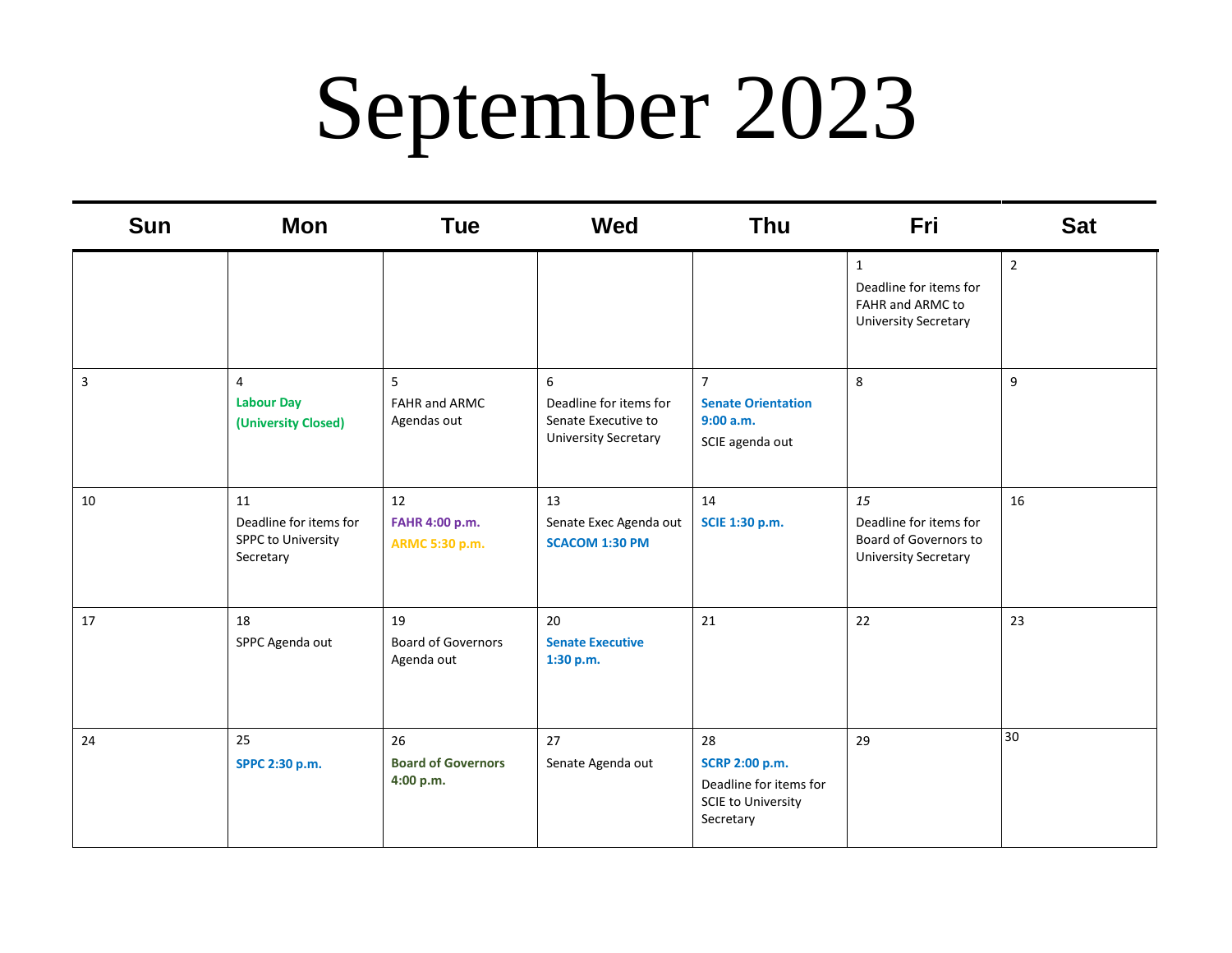# September 2023

| Sun | Mon | Tue | Wed | Thu | Fri | Sat |
|---|---|---|---|---|---|---|
| | | | | | 1<br>Deadline for items for FAHR and ARMC to University Secretary | 2 |
| 3 | 4<br>**Labour Day (University Closed)** | 5<br>FAHR and ARMC Agendas out | 6<br>Deadline for items for Senate Executive to University Secretary | 7<br>**Senate Orientation 9:00 a.m.**<br>SCIE agenda out | 8 | 9 |
| 10 | 11<br>Deadline for items for SPPC to University Secretary | 12<br>**FAHR 4:00 p.m.**<br>**ARMC 5:30 p.m.** | 13<br>Senate Exec Agenda out<br>**SCACOM 1:30 PM** | 14<br>**SCIE 1:30 p.m.** | *15*<br>Deadline for items for Board of Governors to University Secretary | 16 |
| 17 | 18<br>SPPC Agenda out | 19<br>Board of Governors Agenda out | 20<br>**Senate Executive 1:30 p.m.** | 21 | 22 | 23 |
| 24 | 25<br>**SPPC 2:30 p.m.** | 26<br>**Board of Governors 4:00 p.m.** | 27<br>Senate Agenda out | 28<br>**SCRP 2:00 p.m.**<br>Deadline for items for SCIE to University Secretary | 29 | 30 |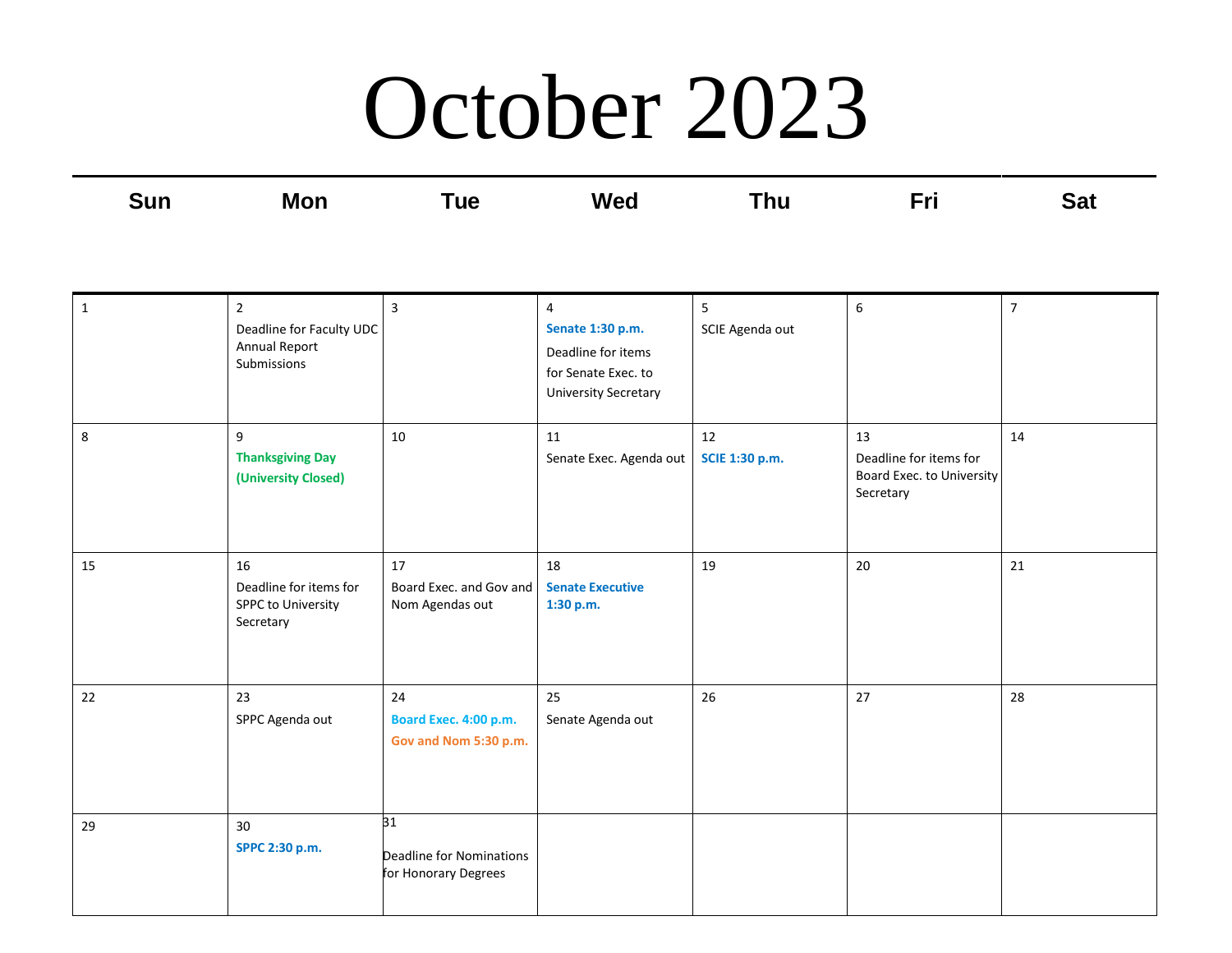# October 2023

| Sun | Mon | Tue | Wed | Thu | Fri | Sat |
|---|---|---|---|---|---|---|
| 1 | 2 Deadline for Faculty UDC Annual Report Submissions | 3 | 4 **Senate 1:30 p.m.** Deadline for items for Senate Exec. to University Secretary | 5 SCIE Agenda out | 6 | 7 |
| 8 | 9 **Thanksgiving Day (University Closed)** | 10 | 11 Senate Exec. Agenda out | 12 **SCIE 1:30 p.m.** | 13 Deadline for items for Board Exec. to University Secretary | 14 |
| 15 | 16 Deadline for items for SPPC to University Secretary | 17 Board Exec. and Gov and Nom Agendas out | 18 **Senate Executive 1:30 p.m.** | 19 | 20 | 21 |
| 22 | 23 SPPC Agenda out | 24 **Board Exec. 4:00 p.m.** **Gov and Nom 5:30 p.m.** | 25 Senate Agenda out | 26 | 27 | 28 |
| 29 | 30 **SPPC 2:30 p.m.** | 31 Deadline for Nominations for Honorary Degrees | | | | |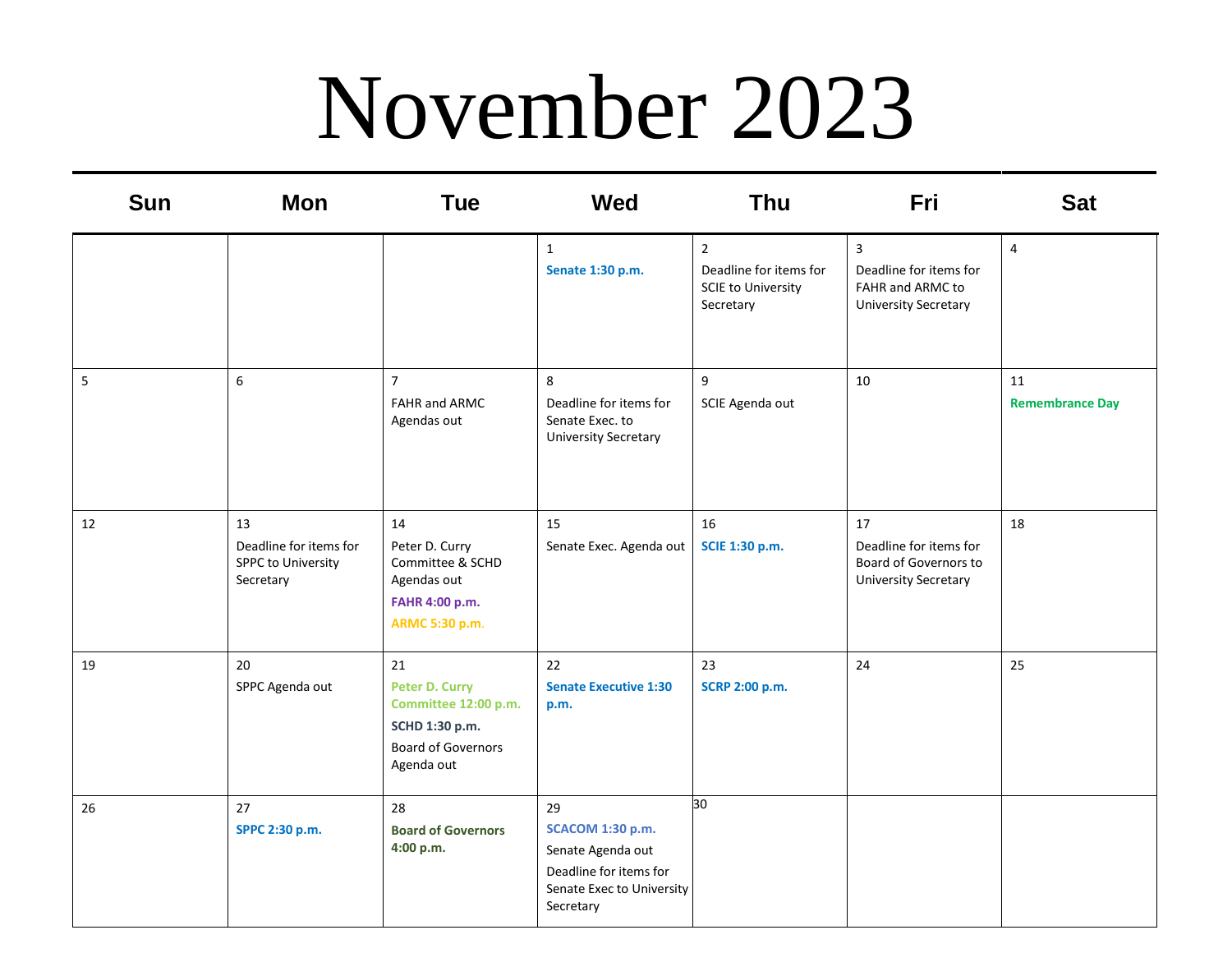# November 2023

| Sun | Mon | Tue | Wed | Thu | Fri | Sat |
|---|---|---|---|---|---|---|
| | | | 1<br>**Senate 1:30 p.m.** | 2<br>Deadline for items for SCIE to University Secretary | 3<br>Deadline for items for FAHR and ARMC to University Secretary | 4 |
| 5 | 6 | 7<br>FAHR and ARMC Agendas out | 8<br>Deadline for items for Senate Exec. to University Secretary | 9<br>SCIE Agenda out | 10 | 11<br>**Remembrance Day** |
| 12 | 13<br>Deadline for items for SPPC to University Secretary | 14<br>Peter D. Curry Committee & SCHD Agendas out<br>**FAHR 4:00 p.m.**<br>**ARMC 5:30 p.m.** | 15<br>Senate Exec. Agenda out | 16<br>**SCIE 1:30 p.m.** | 17<br>Deadline for items for Board of Governors to University Secretary | 18 |
| 19 | 20<br>SPPC Agenda out | 21<br>**Peter D. Curry Committee 12:00 p.m.**<br>**SCHD 1:30 p.m.**<br>Board of Governors Agenda out | 22<br>**Senate Executive 1:30 p.m.** | 23<br>**SCRP 2:00 p.m.** | 24 | 25 |
| 26 | 27<br>**SPPC 2:30 p.m.** | 28<br>**Board of Governors 4:00 p.m.** | 29<br>**SCACOM 1:30 p.m.**<br>Senate Agenda out<br>Deadline for items for Senate Exec to University Secretary | 30 | | |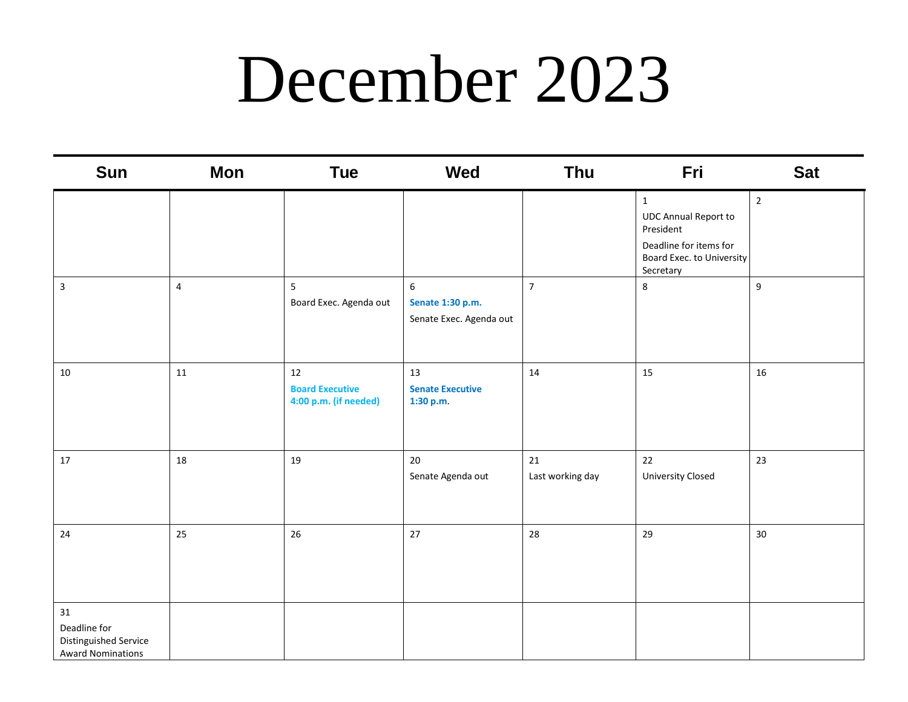# December 2023

| Sun | Mon | Tue | Wed | Thu | Fri | Sat |
|---|---|---|---|---|---|---|
| | | | | | 1<br>UDC Annual Report to President<br>Deadline for items for Board Exec. to University Secretary | 2 |
| 3 | 4 | 5<br>Board Exec. Agenda out | 6<br>**Senate 1:30 p.m.**<br>Senate Exec. Agenda out | 7 | 8 | 9 |
| 10 | 11 | 12<br>**Board Executive 4:00 p.m. (if needed)** | 13<br>**Senate Executive 1:30 p.m.** | 14 | 15 | 16 |
| 17 | 18 | 19 | 20<br>Senate Agenda out | 21<br>Last working day | 22<br>University Closed | 23 |
| 24 | 25 | 26 | 27 | 28 | 29 | 30 |
| 31<br>Deadline for Distinguished Service Award Nominations | | | | | | |